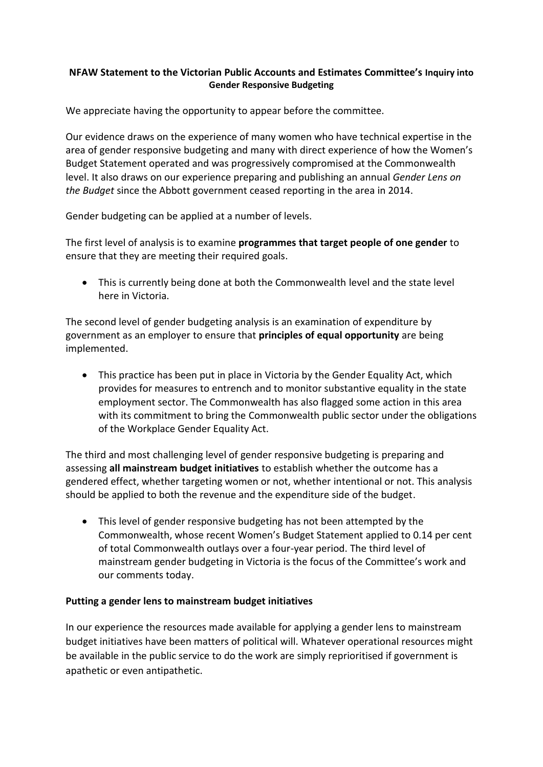**NFAW Statement to the Victorian Public Accounts and Estimates Committee's Inquiry into Gender Responsive Budgeting**

We appreciate having the opportunity to appear before the committee.

Our evidence draws on the experience of many women who have technical expertise in the area of gender responsive budgeting and many with direct experience of how the Women's Budget Statement operated and was progressively compromised at the Commonwealth level. It also draws on our experience preparing and publishing an annual *Gender Lens on the Budget* since the Abbott government ceased reporting in the area in 2014.

Gender budgeting can be applied at a number of levels.

The first level of analysis is to examine **programmes that target people of one gender** to ensure that they are meeting their required goals.

- This is currently being done at both the Commonwealth level and the state level here in Victoria.

The second level of gender budgeting analysis is an examination of expenditure by government as an employer to ensure that **principles of equal opportunity** are being implemented.

- This practice has been put in place in Victoria by the Gender Equality Act, which provides for measures to entrench and to monitor substantive equality in the state employment sector. The Commonwealth has also flagged some action in this area with its commitment to bring the Commonwealth public sector under the obligations of the Workplace Gender Equality Act.

The third and most challenging level of gender responsive budgeting is preparing and assessing **all mainstream budget initiatives** to establish whether the outcome has a gendered effect, whether targeting women or not, whether intentional or not. This analysis should be applied to both the revenue and the expenditure side of the budget.

- This level of gender responsive budgeting has not been attempted by the Commonwealth, whose recent Women's Budget Statement applied to 0.14 per cent of total Commonwealth outlays over a four-year period. The third level of mainstream gender budgeting in Victoria is the focus of the Committee's work and our comments today.

**Putting a gender lens to mainstream budget initiatives**

In our experience the resources made available for applying a gender lens to mainstream budget initiatives have been matters of political will. Whatever operational resources might be available in the public service to do the work are simply reprioritised if government is apathetic or even antipathetic.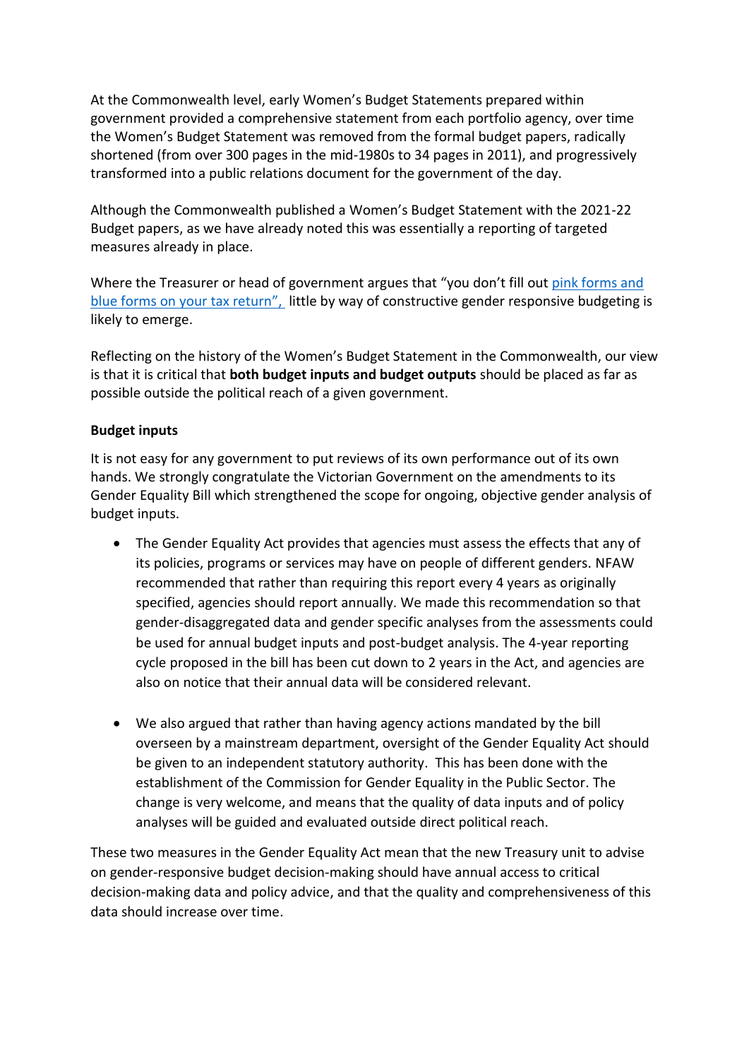At the Commonwealth level, early Women's Budget Statements prepared within government provided a comprehensive statement from each portfolio agency, over time the Women's Budget Statement was removed from the formal budget papers, radically shortened (from over 300 pages in the mid-1980s to 34 pages in 2011), and progressively transformed into a public relations document for the government of the day.

Although the Commonwealth published a Women's Budget Statement with the 2021-22 Budget papers, as we have already noted this was essentially a reporting of targeted measures already in place.

Where the Treasurer or head of government argues that "you don't fill out pink forms and blue forms on your tax return", little by way of constructive gender responsive budgeting is likely to emerge.

Reflecting on the history of the Women's Budget Statement in the Commonwealth, our view is that it is critical that **both budget inputs and budget outputs** should be placed as far as possible outside the political reach of a given government.

**Budget inputs**

It is not easy for any government to put reviews of its own performance out of its own hands. We strongly congratulate the Victorian Government on the amendments to its Gender Equality Bill which strengthened the scope for ongoing, objective gender analysis of budget inputs.

- The Gender Equality Act provides that agencies must assess the effects that any of its policies, programs or services may have on people of different genders. NFAW recommended that rather than requiring this report every 4 years as originally specified, agencies should report annually. We made this recommendation so that gender-disaggregated data and gender specific analyses from the assessments could be used for annual budget inputs and post-budget analysis. The 4-year reporting cycle proposed in the bill has been cut down to 2 years in the Act, and agencies are also on notice that their annual data will be considered relevant.

- We also argued that rather than having agency actions mandated by the bill overseen by a mainstream department, oversight of the Gender Equality Act should be given to an independent statutory authority. This has been done with the establishment of the Commission for Gender Equality in the Public Sector. The change is very welcome, and means that the quality of data inputs and of policy analyses will be guided and evaluated outside direct political reach.

These two measures in the Gender Equality Act mean that the new Treasury unit to advise on gender-responsive budget decision-making should have annual access to critical decision-making data and policy advice, and that the quality and comprehensiveness of this data should increase over time.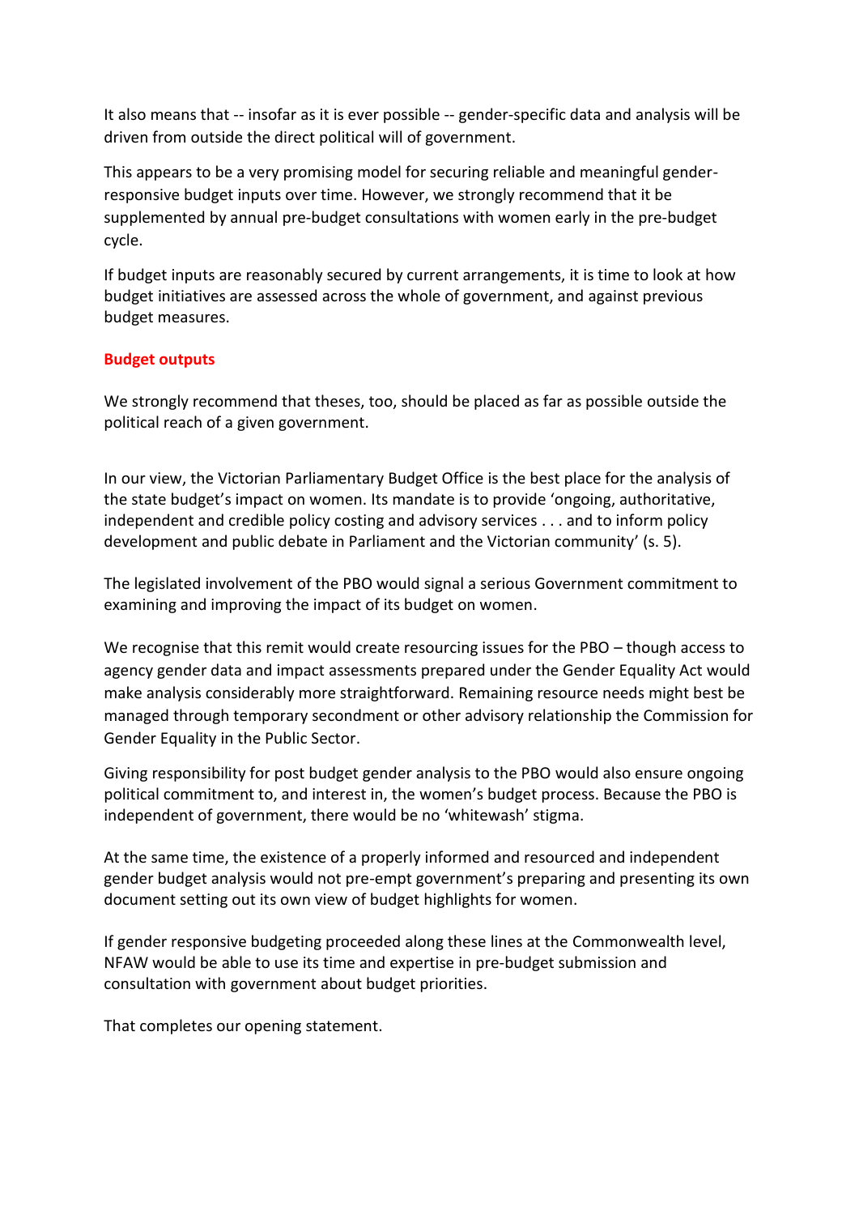It also means that -- insofar as it is ever possible -- gender-specific data and analysis will be driven from outside the direct political will of government.

This appears to be a very promising model for securing reliable and meaningful gender-responsive budget inputs over time. However, we strongly recommend that it be supplemented by annual pre-budget consultations with women early in the pre-budget cycle.

If budget inputs are reasonably secured by current arrangements, it is time to look at how budget initiatives are assessed across the whole of government, and against previous budget measures.

## Budget outputs

We strongly recommend that theses, too, should be placed as far as possible outside the political reach of a given government.

In our view, the Victorian Parliamentary Budget Office is the best place for the analysis of the state budget's impact on women. Its mandate is to provide 'ongoing, authoritative, independent and credible policy costing and advisory services . . . and to inform policy development and public debate in Parliament and the Victorian community' (s. 5).

The legislated involvement of the PBO would signal a serious Government commitment to examining and improving the impact of its budget on women.

We recognise that this remit would create resourcing issues for the PBO – though access to agency gender data and impact assessments prepared under the Gender Equality Act would make analysis considerably more straightforward. Remaining resource needs might best be managed through temporary secondment or other advisory relationship the Commission for Gender Equality in the Public Sector.

Giving responsibility for post budget gender analysis to the PBO would also ensure ongoing political commitment to, and interest in, the women's budget process. Because the PBO is independent of government, there would be no 'whitewash' stigma.

At the same time, the existence of a properly informed and resourced and independent gender budget analysis would not pre-empt government's preparing and presenting its own document setting out its own view of budget highlights for women.

If gender responsive budgeting proceeded along these lines at the Commonwealth level, NFAW would be able to use its time and expertise in pre-budget submission and consultation with government about budget priorities.

That completes our opening statement.